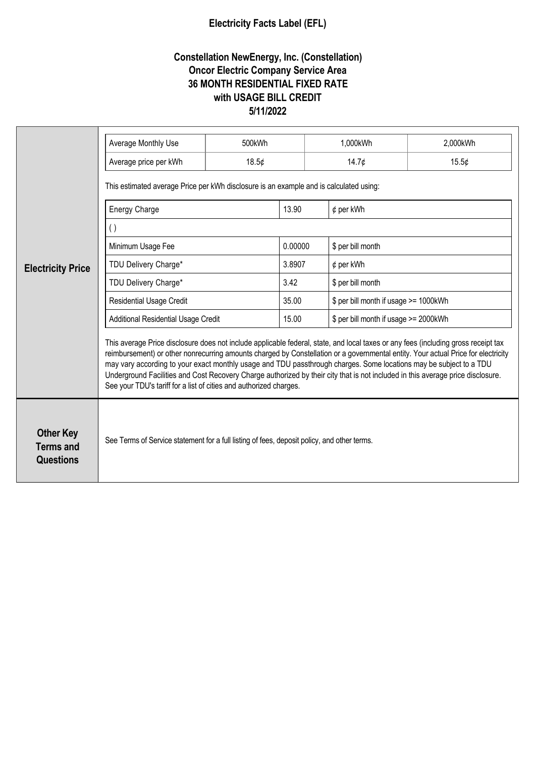# Electricity Facts Label (EFL)

## Constellation NewEnergy, Inc. (Constellation)
## Oncor Electric Company Service Area
## 36 MONTH RESIDENTIAL FIXED RATE
## with USAGE BILL CREDIT
## 5/11/2022

### Electricity Price

| Average Monthly Use | 500kWh | 1,000kWh | 2,000kWh |
|---|---|---|---|
| Average price per kWh | 18.5¢ | 14.7¢ | 15.5¢ |

This estimated average Price per kWh disclosure is an example and is calculated using:

| Energy Charge | 13.90 | ¢ per kWh |
|---|---|---|
| ( ) | | |
| Minimum Usage Fee | 0.00000 | $ per bill month |
| TDU Delivery Charge* | 3.8907 | ¢ per kWh |
| TDU Delivery Charge* | 3.42 | $ per bill month |
| Residential Usage Credit | 35.00 | $ per bill month if usage >= 1000kWh |
| Additional Residential Usage Credit | 15.00 | $ per bill month if usage >= 2000kWh |

This average Price disclosure does not include applicable federal, state, and local taxes or any fees (including gross receipt tax reimbursement) or other nonrecurring amounts charged by Constellation or a governmental entity. Your actual Price for electricity may vary according to your exact monthly usage and TDU passthrough charges. Some locations may be subject to a TDU Underground Facilities and Cost Recovery Charge authorized by their city that is not included in this average price disclosure. See your TDU's tariff for a list of cities and authorized charges.

### Other Key Terms and Questions

See Terms of Service statement for a full listing of fees, deposit policy, and other terms.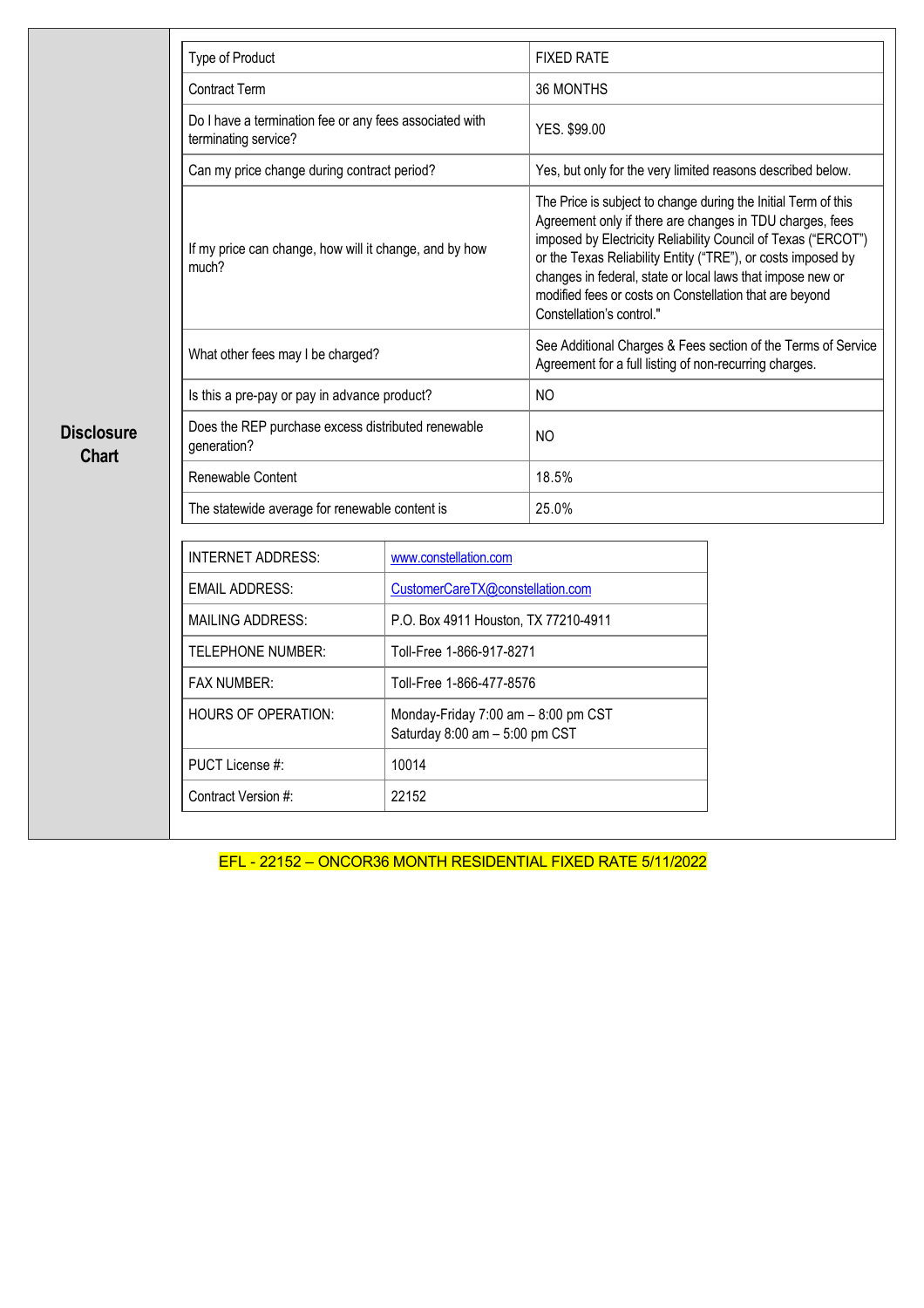## Disclosure Chart

| | |
|---|---|
| Type of Product | FIXED RATE |
| Contract Term | 36 MONTHS |
| Do I have a termination fee or any fees associated with terminating service? | YES. $99.00 |
| Can my price change during contract period? | Yes, but only for the very limited reasons described below. |
| If my price can change, how will it change, and by how much? | The Price is subject to change during the Initial Term of this Agreement only if there are changes in TDU charges, fees imposed by Electricity Reliability Council of Texas ("ERCOT") or the Texas Reliability Entity ("TRE"), or costs imposed by changes in federal, state or local laws that impose new or modified fees or costs on Constellation that are beyond Constellation's control." |
| What other fees may I be charged? | See Additional Charges & Fees section of the Terms of Service Agreement for a full listing of non-recurring charges. |
| Is this a pre-pay or pay in advance product? | NO |
| Does the REP purchase excess distributed renewable generation? | NO |
| Renewable Content | 18.5% |
| The statewide average for renewable content is | 25.0% |

| | |
|---|---|
| INTERNET ADDRESS: | www.constellation.com |
| EMAIL ADDRESS: | CustomerCareTX@constellation.com |
| MAILING ADDRESS: | P.O. Box 4911 Houston, TX 77210-4911 |
| TELEPHONE NUMBER: | Toll-Free 1-866-917-8271 |
| FAX NUMBER: | Toll-Free 1-866-477-8576 |
| HOURS OF OPERATION: | Monday-Friday 7:00 am – 8:00 pm CST<br>Saturday 8:00 am – 5:00 pm CST |
| PUCT License #: | 10014 |
| Contract Version #: | 22152 |

EFL - 22152 – ONCOR36 MONTH RESIDENTIAL FIXED RATE 5/11/2022